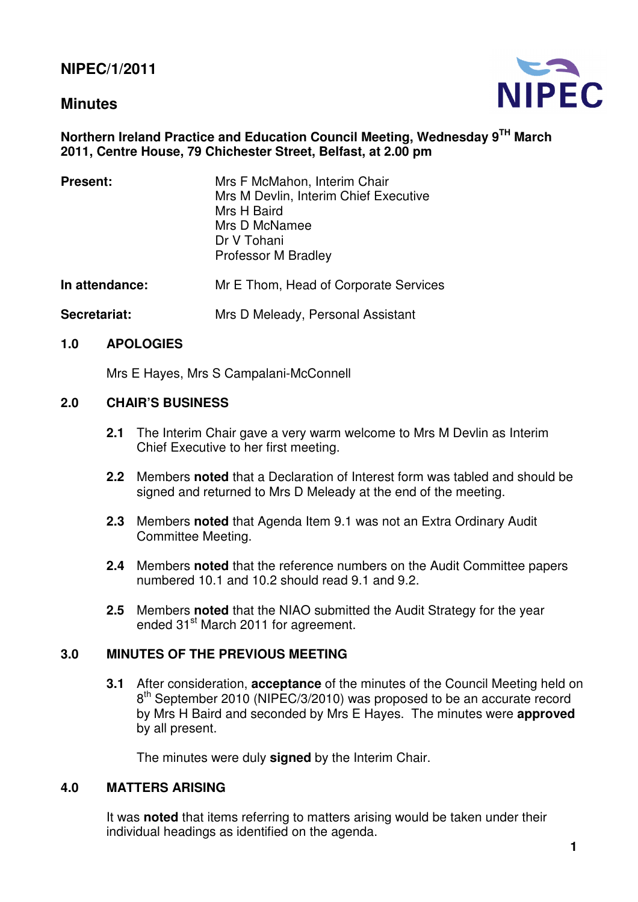**NIPEC/1/2011**

## Minutes

**Northern Ireland Practice and Education Council Meeting, Wednesday 9TH March 2011, Centre House, 79 Chichester Street, Belfast, at 2.00 pm**

**Present:**
Mrs F McMahon, Interim Chair
Mrs M Devlin, Interim Chief Executive
Mrs H Baird
Mrs D McNamee
Dr V Tohani
Professor M Bradley

**In attendance:** Mr E Thom, Head of Corporate Services

**Secretariat:** Mrs D Meleady, Personal Assistant

### 1.0 APOLOGIES

Mrs E Hayes, Mrs S Campalani-McConnell

### 2.0 CHAIR'S BUSINESS

**2.1** The Interim Chair gave a very warm welcome to Mrs M Devlin as Interim Chief Executive to her first meeting.

**2.2** Members **noted** that a Declaration of Interest form was tabled and should be signed and returned to Mrs D Meleady at the end of the meeting.

**2.3** Members **noted** that Agenda Item 9.1 was not an Extra Ordinary Audit Committee Meeting.

**2.4** Members **noted** that the reference numbers on the Audit Committee papers numbered 10.1 and 10.2 should read 9.1 and 9.2.

**2.5** Members **noted** that the NIAO submitted the Audit Strategy for the year ended 31st March 2011 for agreement.

### 3.0 MINUTES OF THE PREVIOUS MEETING

**3.1** After consideration, **acceptance** of the minutes of the Council Meeting held on 8th September 2010 (NIPEC/3/2010) was proposed to be an accurate record by Mrs H Baird and seconded by Mrs E Hayes. The minutes were **approved** by all present.

The minutes were duly **signed** by the Interim Chair.

### 4.0 MATTERS ARISING

It was **noted** that items referring to matters arising would be taken under their individual headings as identified on the agenda.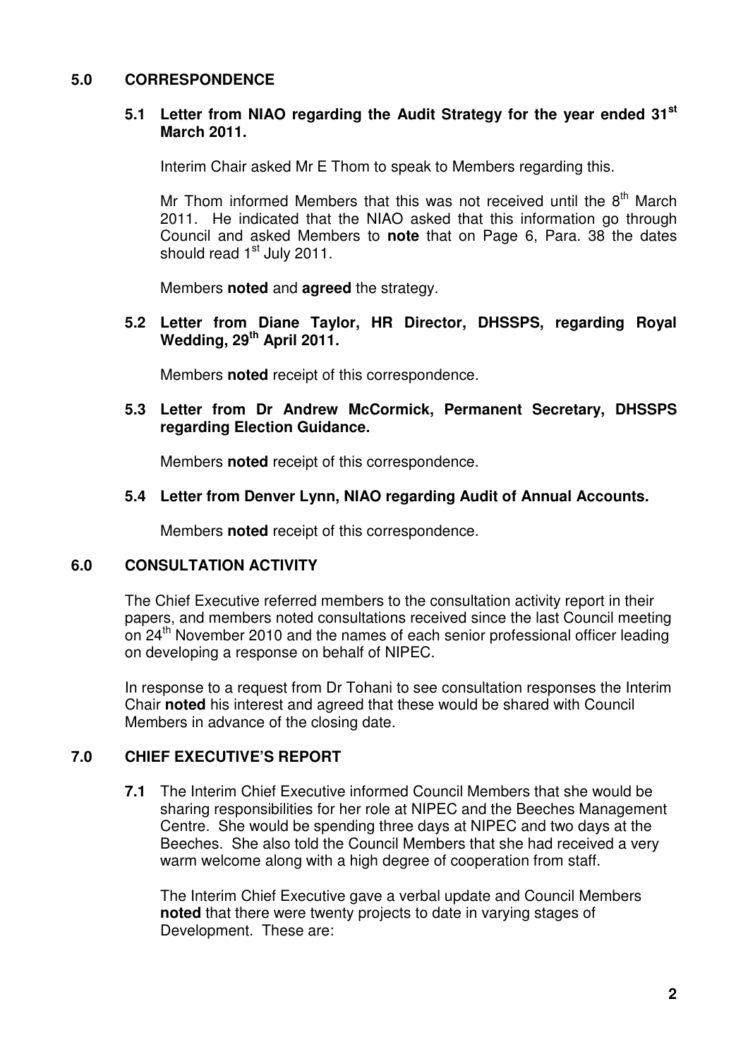## 5.0 CORRESPONDENCE

### 5.1 Letter from NIAO regarding the Audit Strategy for the year ended 31st March 2011.

Interim Chair asked Mr E Thom to speak to Members regarding this.

Mr Thom informed Members that this was not received until the 8th March 2011. He indicated that the NIAO asked that this information go through Council and asked Members to **note** that on Page 6, Para. 38 the dates should read 1st July 2011.

Members **noted** and **agreed** the strategy.

### 5.2 Letter from Diane Taylor, HR Director, DHSSPS, regarding Royal Wedding, 29th April 2011.

Members **noted** receipt of this correspondence.

### 5.3 Letter from Dr Andrew McCormick, Permanent Secretary, DHSSPS regarding Election Guidance.

Members **noted** receipt of this correspondence.

### 5.4 Letter from Denver Lynn, NIAO regarding Audit of Annual Accounts.

Members **noted** receipt of this correspondence.

## 6.0 CONSULTATION ACTIVITY

The Chief Executive referred members to the consultation activity report in their papers, and members noted consultations received since the last Council meeting on 24th November 2010 and the names of each senior professional officer leading on developing a response on behalf of NIPEC.

In response to a request from Dr Tohani to see consultation responses the Interim Chair **noted** his interest and agreed that these would be shared with Council Members in advance of the closing date.

## 7.0 CHIEF EXECUTIVE'S REPORT

**7.1** The Interim Chief Executive informed Council Members that she would be sharing responsibilities for her role at NIPEC and the Beeches Management Centre. She would be spending three days at NIPEC and two days at the Beeches. She also told the Council Members that she had received a very warm welcome along with a high degree of cooperation from staff.

The Interim Chief Executive gave a verbal update and Council Members **noted** that there were twenty projects to date in varying stages of Development. These are: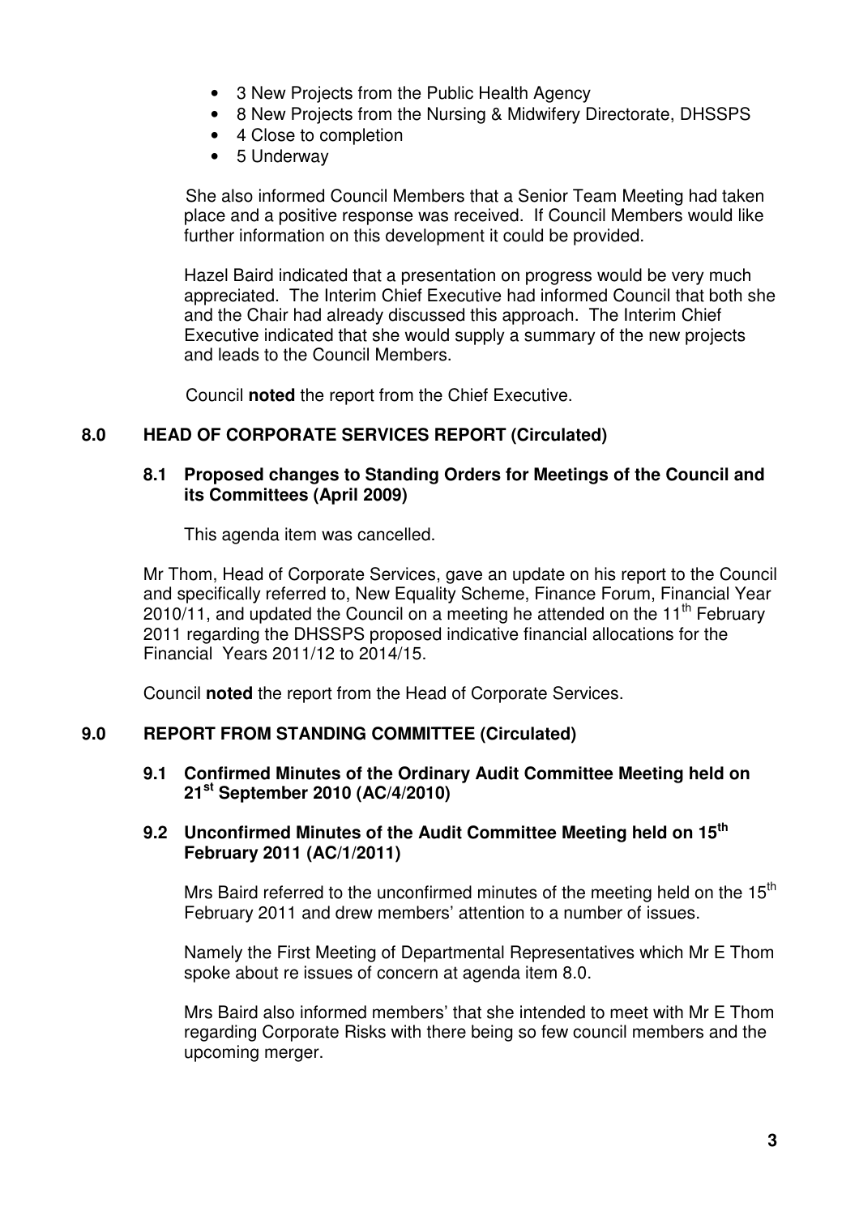- 3 New Projects from the Public Health Agency
- 8 New Projects from the Nursing & Midwifery Directorate, DHSSPS
- 4 Close to completion
- 5 Underway

She also informed Council Members that a Senior Team Meeting had taken place and a positive response was received. If Council Members would like further information on this development it could be provided.

Hazel Baird indicated that a presentation on progress would be very much appreciated. The Interim Chief Executive had informed Council that both she and the Chair had already discussed this approach. The Interim Chief Executive indicated that she would supply a summary of the new projects and leads to the Council Members.

Council **noted** the report from the Chief Executive.

## 8.0 HEAD OF CORPORATE SERVICES REPORT (Circulated)

### 8.1 Proposed changes to Standing Orders for Meetings of the Council and its Committees (April 2009)

This agenda item was cancelled.

Mr Thom, Head of Corporate Services, gave an update on his report to the Council and specifically referred to, New Equality Scheme, Finance Forum, Financial Year 2010/11, and updated the Council on a meeting he attended on the 11th February 2011 regarding the DHSSPS proposed indicative financial allocations for the Financial Years 2011/12 to 2014/15.

Council **noted** the report from the Head of Corporate Services.

## 9.0 REPORT FROM STANDING COMMITTEE (Circulated)

### 9.1 Confirmed Minutes of the Ordinary Audit Committee Meeting held on 21st September 2010 (AC/4/2010)

### 9.2 Unconfirmed Minutes of the Audit Committee Meeting held on 15th February 2011 (AC/1/2011)

Mrs Baird referred to the unconfirmed minutes of the meeting held on the 15th February 2011 and drew members' attention to a number of issues.

Namely the First Meeting of Departmental Representatives which Mr E Thom spoke about re issues of concern at agenda item 8.0.

Mrs Baird also informed members' that she intended to meet with Mr E Thom regarding Corporate Risks with there being so few council members and the upcoming merger.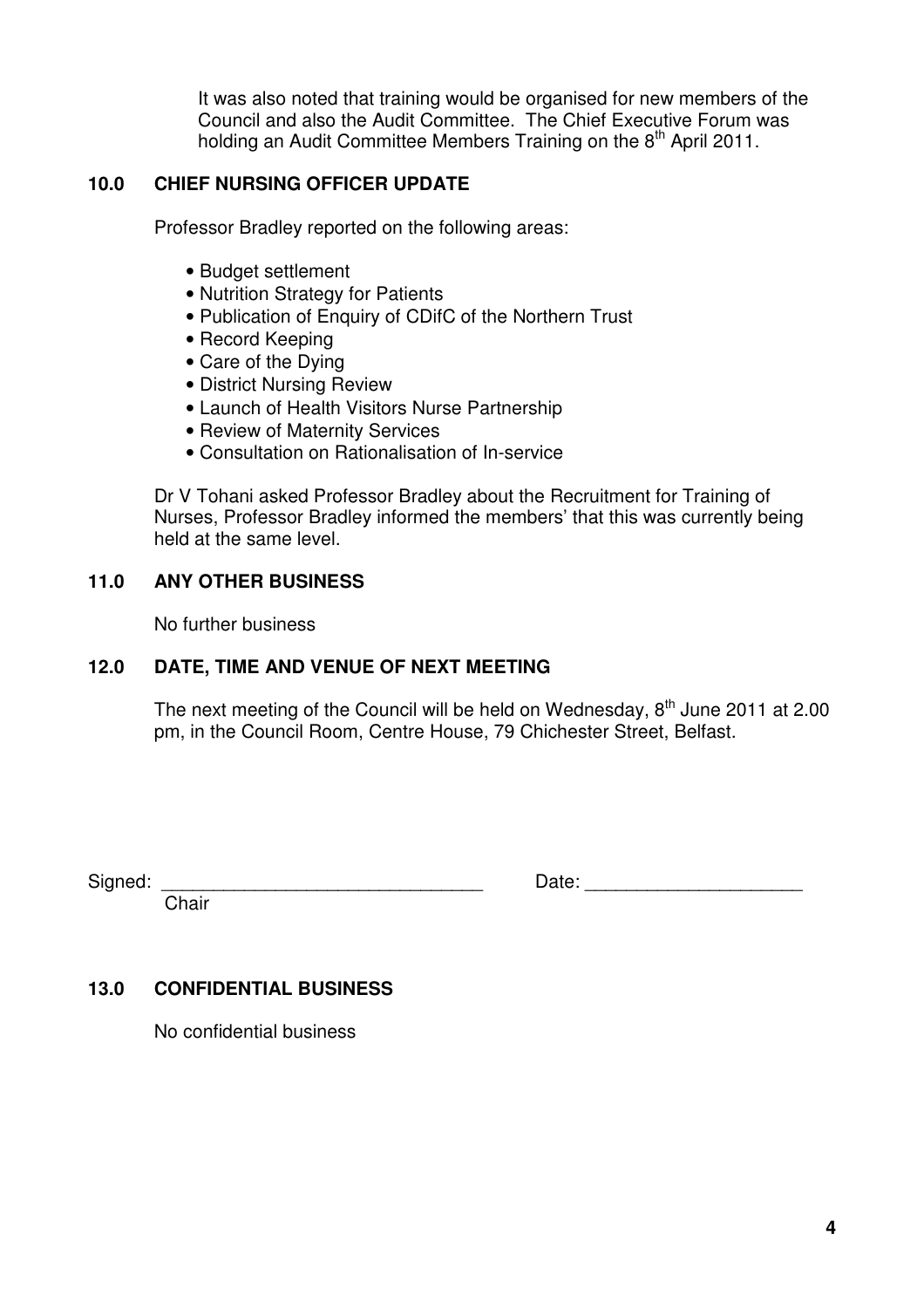It was also noted that training would be organised for new members of the Council and also the Audit Committee. The Chief Executive Forum was holding an Audit Committee Members Training on the 8th April 2011.

## 10.0 CHIEF NURSING OFFICER UPDATE

Professor Bradley reported on the following areas:

- Budget settlement
- Nutrition Strategy for Patients
- Publication of Enquiry of CDifC of the Northern Trust
- Record Keeping
- Care of the Dying
- District Nursing Review
- Launch of Health Visitors Nurse Partnership
- Review of Maternity Services
- Consultation on Rationalisation of In-service

Dr V Tohani asked Professor Bradley about the Recruitment for Training of Nurses, Professor Bradley informed the members' that this was currently being held at the same level.

## 11.0 ANY OTHER BUSINESS

No further business

## 12.0 DATE, TIME AND VENUE OF NEXT MEETING

The next meeting of the Council will be held on Wednesday, 8th June 2011 at 2.00 pm, in the Council Room, Centre House, 79 Chichester Street, Belfast.

Signed: _______________________________ Date: _____________________

Chair

## 13.0 CONFIDENTIAL BUSINESS

No confidential business